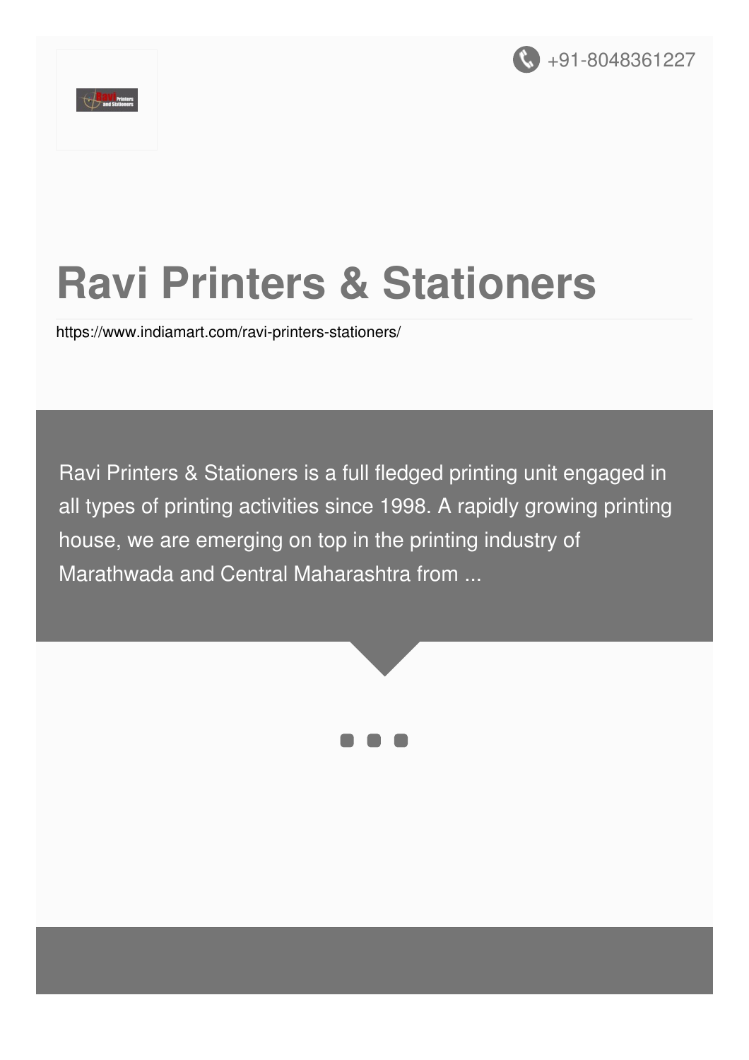+91-8048361227

# Ravi Printers & Stationers

https://www.indiamart.com/ravi-printers-stationers/

Ravi Printers & Stationers is a full fledged printing unit engaged in all types of printing activities since 1998. A rapidly growing printing house, we are emerging on top in the printing industry of Marathwada and Central Maharashtra from ...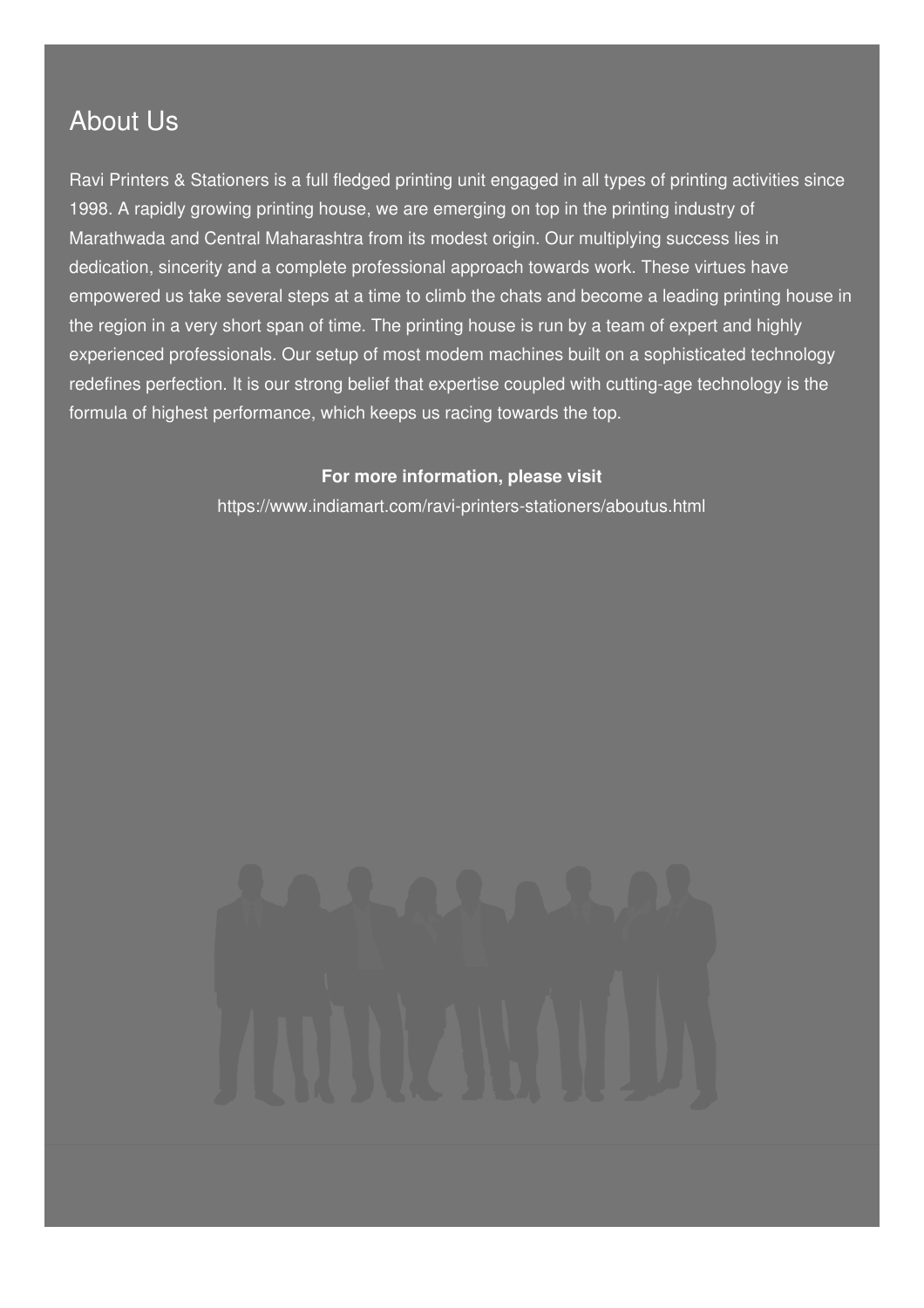## About Us

Ravi Printers & Stationers is a full fledged printing unit engaged in all types of printing activities since 1998. A rapidly growing printing house, we are emerging on top in the printing industry of Marathwada and Central Maharashtra from its modest origin. Our multiplying success lies in dedication, sincerity and a complete professional approach towards work. These virtues have empowered us take several steps at a time to climb the chats and become a leading printing house in the region in a very short span of time. The printing house is run by a team of expert and highly experienced professionals. Our setup of most modem machines built on a sophisticated technology redefines perfection. It is our strong belief that expertise coupled with cutting-age technology is the formula of highest performance, which keeps us racing towards the top.

**For more information, please visit**

https://www.indiamart.com/ravi-printers-stationers/aboutus.html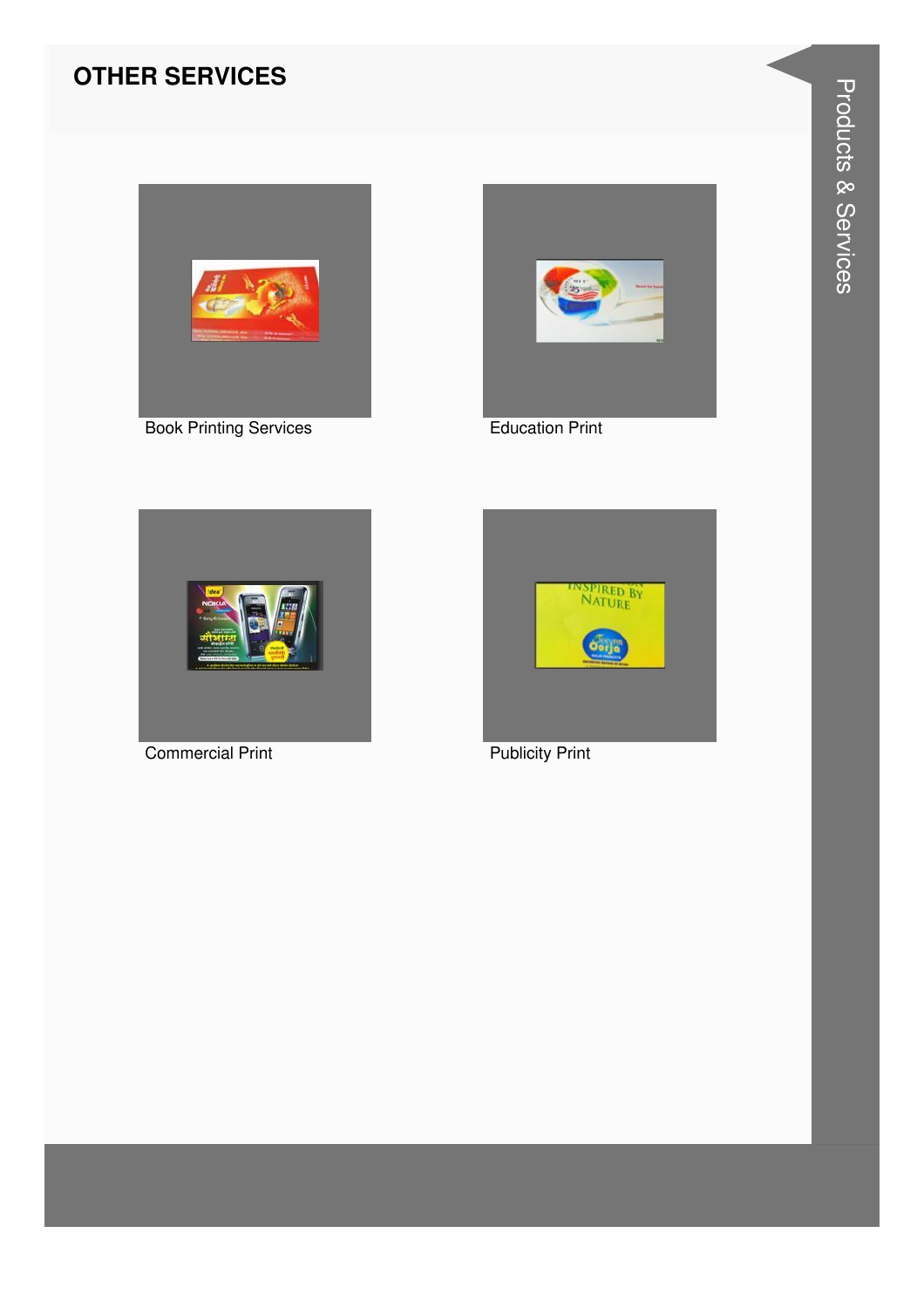## OTHER SERVICES

Book Printing Services

Education Print

Commercial Print

Publicity Print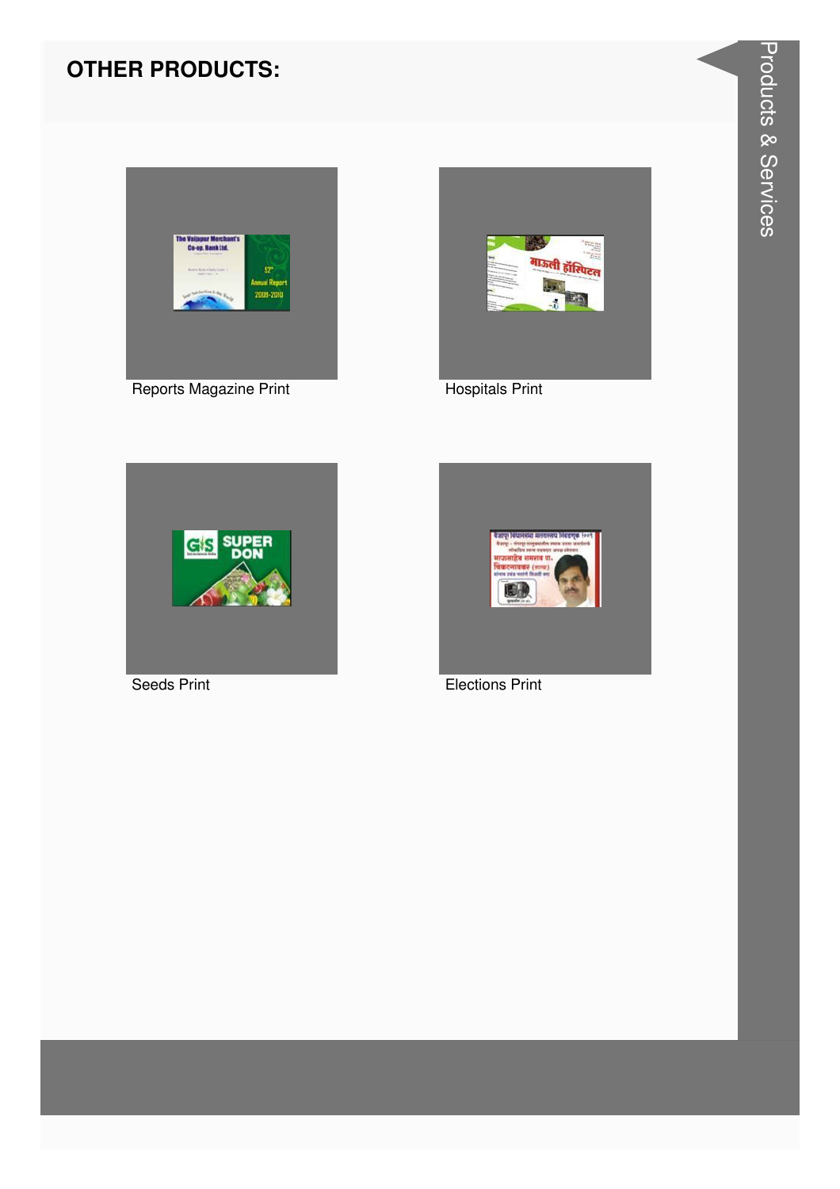## OTHER PRODUCTS:

Reports Magazine Print

Hospitals Print

Seeds Print

Elections Print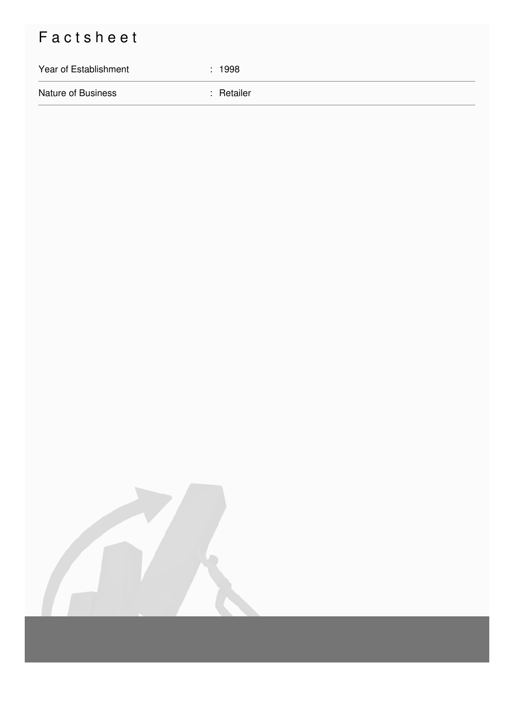# Factsheet

| | |
|---|---|
| Year of Establishment | : 1998 |
| Nature of Business | : Retailer |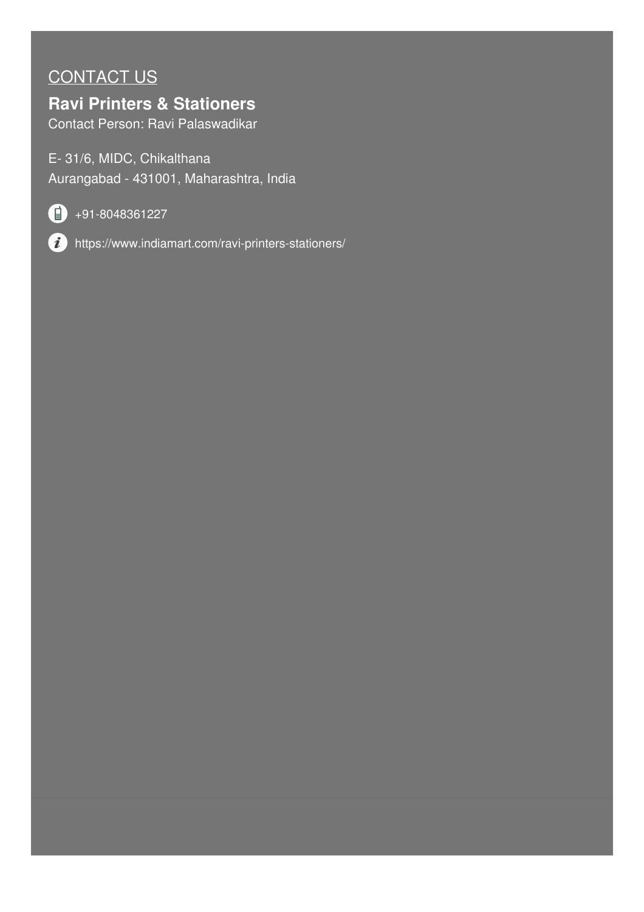## CONTACT US

### Ravi Printers & Stationers

Contact Person: Ravi Palaswadikar

E- 31/6, MIDC, Chikalthana
Aurangabad - 431001, Maharashtra, India

+91-8048361227

https://www.indiamart.com/ravi-printers-stationers/